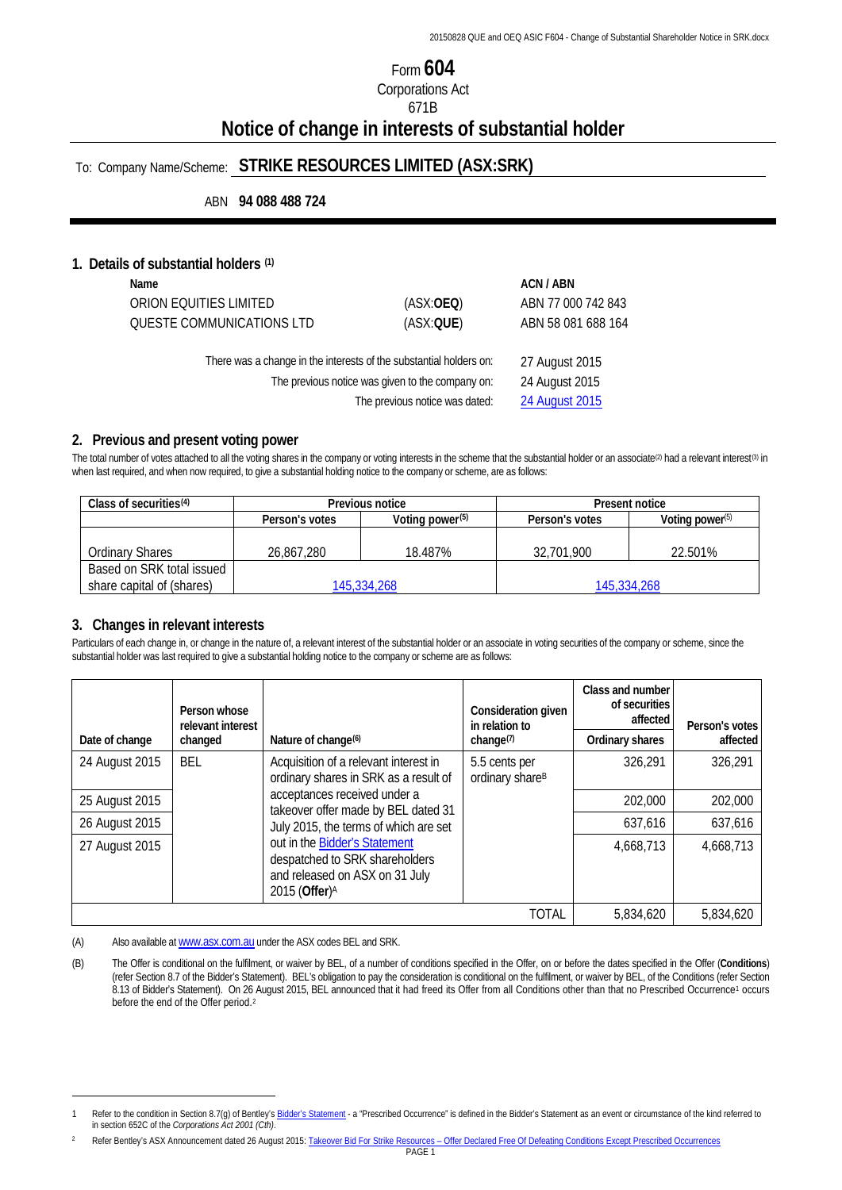# Form **604**

Corporations Act
671B

# Notice of change in interests of substantial holder

To: Company Name/Scheme: **STRIKE RESOURCES LIMITED (ASX:SRK)**

ABN **94 088 488 724**

## 1. Details of substantial holders [(1)]

| Name | | ACN / ABN |
|---|---|---|
| ORION EQUITIES LIMITED | (ASX:**OEQ**) | ABN 77 000 742 843 |
| QUESTE COMMUNICATIONS LTD | (ASX:**QUE**) | ABN 58 081 688 164 |

| | |
|---|---|
| There was a change in the interests of the substantial holders on: | 27 August 2015 |
| The previous notice was given to the company on: | 24 August 2015 |
| The previous notice was dated: | 24 August 2015 |

## 2. Previous and present voting power

The total number of votes attached to all the voting shares in the company or voting interests in the scheme that the substantial holder or an associate[(2)] had a relevant interest[(3)] in when last required, and when now required, to give a substantial holding notice to the company or scheme, are as follows:

| Class of securities[(4)] | Previous notice | | Present notice | |
|---|---|---|---|---|
| | Person's votes | Voting power[(5)] | Person's votes | Voting power[(5)] |
| Ordinary Shares | 26,867,280 | 18.487% | 32,701,900 | 22.501% |
| Based on SRK total issued share capital of (shares) | 145,334,268 | | 145,334,268 | |

## 3. Changes in relevant interests

Particulars of each change in, or change in the nature of, a relevant interest of the substantial holder or an associate in voting securities of the company or scheme, since the substantial holder was last required to give a substantial holding notice to the company or scheme are as follows:

| Date of change | Person whose relevant interest changed | Nature of change[(6)] | Consideration given in relation to change[(7)] | Class and number of securities affected: Ordinary shares | Person's votes affected |
|---|---|---|---|---|---|
| 24 August 2015 | BEL | Acquisition of a relevant interest in ordinary shares in SRK as a result of acceptances received under a takeover offer made by BEL dated 31 July 2015, the terms of which are set out in the Bidder's Statement despatched to SRK shareholders and released on ASX on 31 July 2015 (**Offer**)[A] | 5.5 cents per ordinary share[B] | 326,291 | 326,291 |
| 25 August 2015 | | | | 202,000 | 202,000 |
| 26 August 2015 | | | | 637,616 | 637,616 |
| 27 August 2015 | | | | 4,668,713 | 4,668,713 |
| | | | TOTAL | 5,834,620 | 5,834,620 |

(A) Also available at www.asx.com.au under the ASX codes BEL and SRK.

(B) The Offer is conditional on the fulfilment, or waiver by BEL, of a number of conditions specified in the Offer, on or before the dates specified in the Offer (**Conditions**) (refer Section 8.7 of the Bidder's Statement). BEL's obligation to pay the consideration is conditional on the fulfilment, or waiver by BEL, of the Conditions (refer Section 8.13 of Bidder's Statement). On 26 August 2015, BEL announced that it had freed its Offer from all Conditions other than that no Prescribed Occurrence[1] occurs before the end of the Offer period.[2]

---

[1] Refer to the condition in Section 8.7(g) of Bentley's Bidder's Statement - a "Prescribed Occurrence" is defined in the Bidder's Statement as an event or circumstance of the kind referred to in section 652C of the *Corporations Act 2001 (Cth)*.

[2] Refer Bentley's ASX Announcement dated 26 August 2015: Takeover Bid For Strike Resources – Offer Declared Free Of Defeating Conditions Except Prescribed Occurrences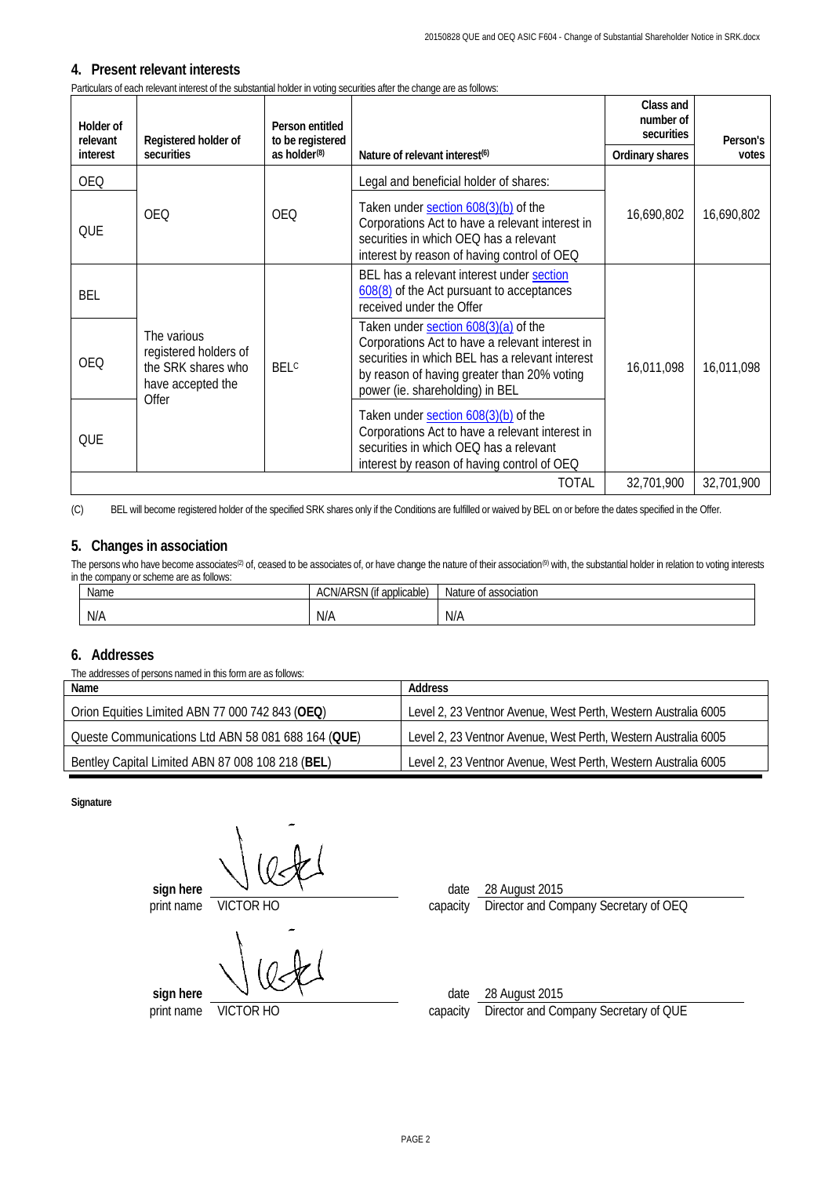## 4. Present relevant interests

Particulars of each relevant interest of the substantial holder in voting securities after the change are as follows:

| Holder of relevant interest | Registered holder of securities | Person entitled to be registered as holder[8] | Nature of relevant interest[6] | Class and number of securities Ordinary shares | Person's votes |
|---|---|---|---|---|---|
| OEQ | OEQ | OEQ | Legal and beneficial holder of shares: | 16,690,802 | 16,690,802 |
| QUE | | | Taken under section 608(3)(b) of the Corporations Act to have a relevant interest in securities in which OEQ has a relevant interest by reason of having control of OEQ | | |
| BEL | The various registered holders of the SRK shares who have accepted the Offer | BEL[C] | BEL has a relevant interest under section 608(8) of the Act pursuant to acceptances received under the Offer | 16,011,098 | 16,011,098 |
| OEQ | | | Taken under section 608(3)(a) of the Corporations Act to have a relevant interest in securities in which BEL has a relevant interest by reason of having greater than 20% voting power (ie. shareholding) in BEL | | |
| QUE | | | Taken under section 608(3)(b) of the Corporations Act to have a relevant interest in securities in which OEQ has a relevant interest by reason of having control of OEQ | | |
| | | | TOTAL | 32,701,900 | 32,701,900 |

(C) BEL will become registered holder of the specified SRK shares only if the Conditions are fulfilled or waived by BEL on or before the dates specified in the Offer.

## 5. Changes in association

The persons who have become associates[2] of, ceased to be associates of, or have change the nature of their association[9] with, the substantial holder in relation to voting interests in the company or scheme are as follows:

| Name | ACN/ARSN (if applicable) | Nature of association |
|---|---|---|
| N/A | N/A | N/A |

## 6. Addresses

The addresses of persons named in this form are as follows:

| Name | Address |
|---|---|
| Orion Equities Limited ABN 77 000 742 843 (**OEQ**) | Level 2, 23 Ventnor Avenue, West Perth, Western Australia 6005 |
| Queste Communications Ltd ABN 58 081 688 164 (**QUE**) | Level 2, 23 Ventnor Avenue, West Perth, Western Australia 6005 |
| Bentley Capital Limited ABN 87 008 108 218 (**BEL**) | Level 2, 23 Ventnor Avenue, West Perth, Western Australia 6005 |

**Signature**

**sign here** [signature]
print name VICTOR HO
date 28 August 2015
capacity Director and Company Secretary of OEQ

**sign here** [signature]
print name VICTOR HO
date 28 August 2015
capacity Director and Company Secretary of QUE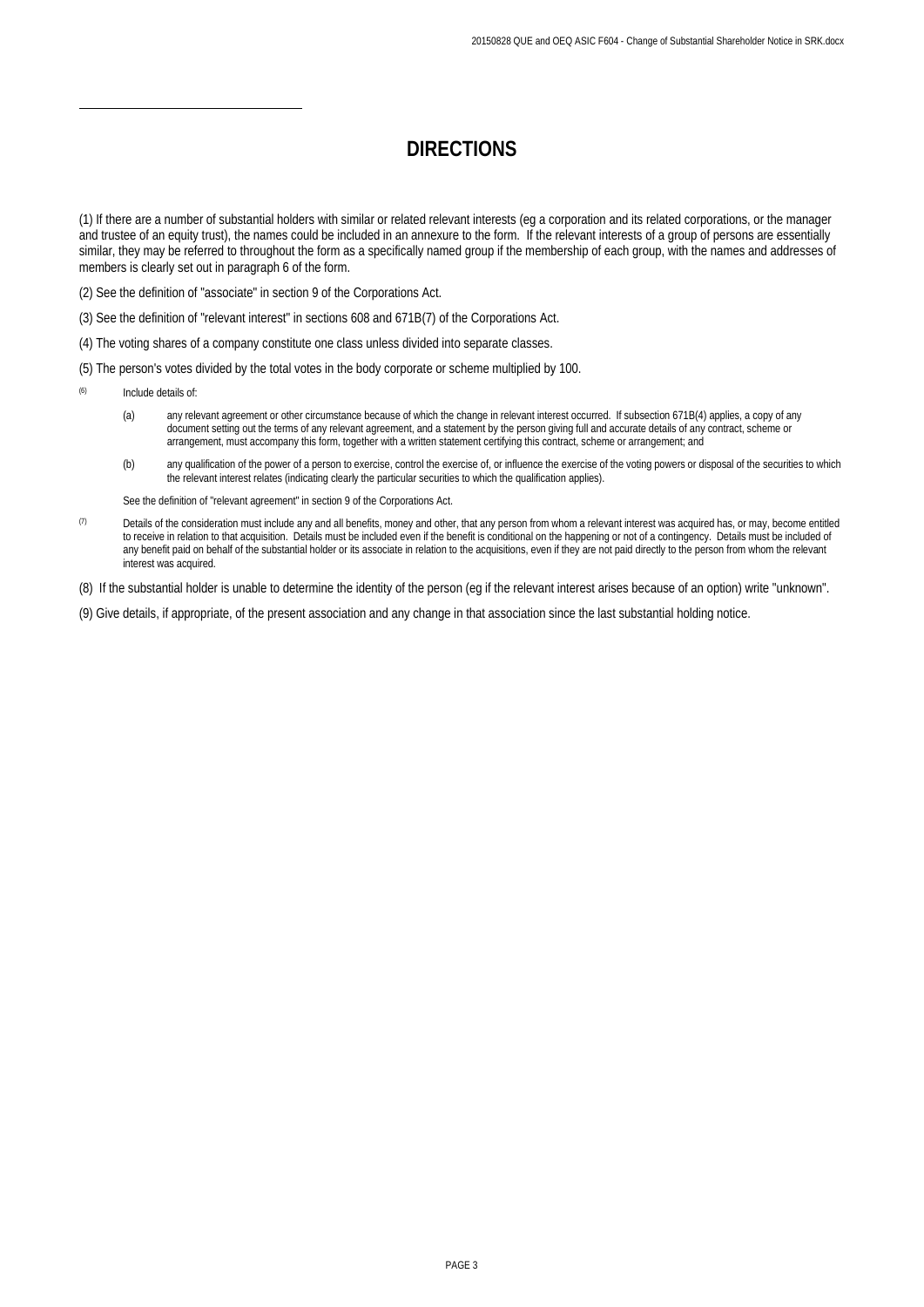# DIRECTIONS

(1) If there are a number of substantial holders with similar or related relevant interests (eg a corporation and its related corporations, or the manager and trustee of an equity trust), the names could be included in an annexure to the form. If the relevant interests of a group of persons are essentially similar, they may be referred to throughout the form as a specifically named group if the membership of each group, with the names and addresses of members is clearly set out in paragraph 6 of the form.

(2) See the definition of "associate" in section 9 of the Corporations Act.

(3) See the definition of "relevant interest" in sections 608 and 671B(7) of the Corporations Act.

(4) The voting shares of a company constitute one class unless divided into separate classes.

(5) The person's votes divided by the total votes in the body corporate or scheme multiplied by 100.

(6) Include details of:

(a) any relevant agreement or other circumstance because of which the change in relevant interest occurred. If subsection 671B(4) applies, a copy of any document setting out the terms of any relevant agreement, and a statement by the person giving full and accurate details of any contract, scheme or arrangement, must accompany this form, together with a written statement certifying this contract, scheme or arrangement; and

(b) any qualification of the power of a person to exercise, control the exercise of, or influence the exercise of the voting powers or disposal of the securities to which the relevant interest relates (indicating clearly the particular securities to which the qualification applies).

See the definition of "relevant agreement" in section 9 of the Corporations Act.

(7) Details of the consideration must include any and all benefits, money and other, that any person from whom a relevant interest was acquired has, or may, become entitled to receive in relation to that acquisition. Details must be included even if the benefit is conditional on the happening or not of a contingency. Details must be included of any benefit paid on behalf of the substantial holder or its associate in relation to the acquisitions, even if they are not paid directly to the person from whom the relevant interest was acquired.

(8) If the substantial holder is unable to determine the identity of the person (eg if the relevant interest arises because of an option) write "unknown".

(9) Give details, if appropriate, of the present association and any change in that association since the last substantial holding notice.